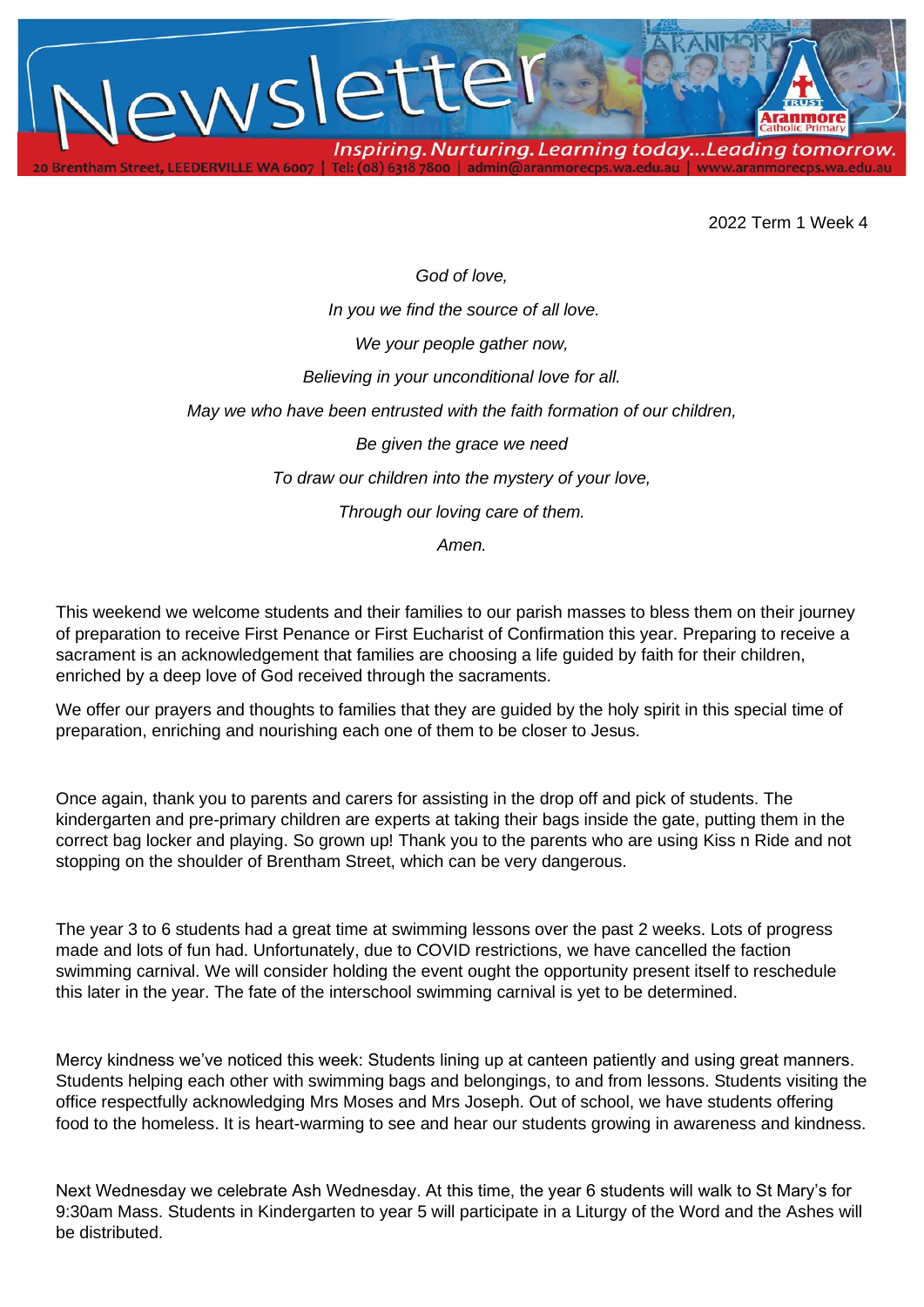# Newsletter

*Inspiring. Nurturing. Learning today...Leading tomorrow.*

20 Brentham Street, LEEDERVILLE WA 6007 | Tel: (08) 6318 7800 | admin@aranmorecps.wa.edu.au | www.aranmorecps.wa.edu.au

2022 Term 1 Week 4

*God of love,*

*In you we find the source of all love.*

*We your people gather now,*

*Believing in your unconditional love for all.*

*May we who have been entrusted with the faith formation of our children,*

*Be given the grace we need*

*To draw our children into the mystery of your love,*

*Through our loving care of them.*

*Amen.*

This weekend we welcome students and their families to our parish masses to bless them on their journey of preparation to receive First Penance or First Eucharist of Confirmation this year. Preparing to receive a sacrament is an acknowledgement that families are choosing a life guided by faith for their children, enriched by a deep love of God received through the sacraments.

We offer our prayers and thoughts to families that they are guided by the holy spirit in this special time of preparation, enriching and nourishing each one of them to be closer to Jesus.

Once again, thank you to parents and carers for assisting in the drop off and pick of students. The kindergarten and pre-primary children are experts at taking their bags inside the gate, putting them in the correct bag locker and playing. So grown up! Thank you to the parents who are using Kiss n Ride and not stopping on the shoulder of Brentham Street, which can be very dangerous.

The year 3 to 6 students had a great time at swimming lessons over the past 2 weeks. Lots of progress made and lots of fun had. Unfortunately, due to COVID restrictions, we have cancelled the faction swimming carnival. We will consider holding the event ought the opportunity present itself to reschedule this later in the year. The fate of the interschool swimming carnival is yet to be determined.

Mercy kindness we've noticed this week: Students lining up at canteen patiently and using great manners. Students helping each other with swimming bags and belongings, to and from lessons. Students visiting the office respectfully acknowledging Mrs Moses and Mrs Joseph. Out of school, we have students offering food to the homeless. It is heart-warming to see and hear our students growing in awareness and kindness.

Next Wednesday we celebrate Ash Wednesday. At this time, the year 6 students will walk to St Mary's for 9:30am Mass. Students in Kindergarten to year 5 will participate in a Liturgy of the Word and the Ashes will be distributed.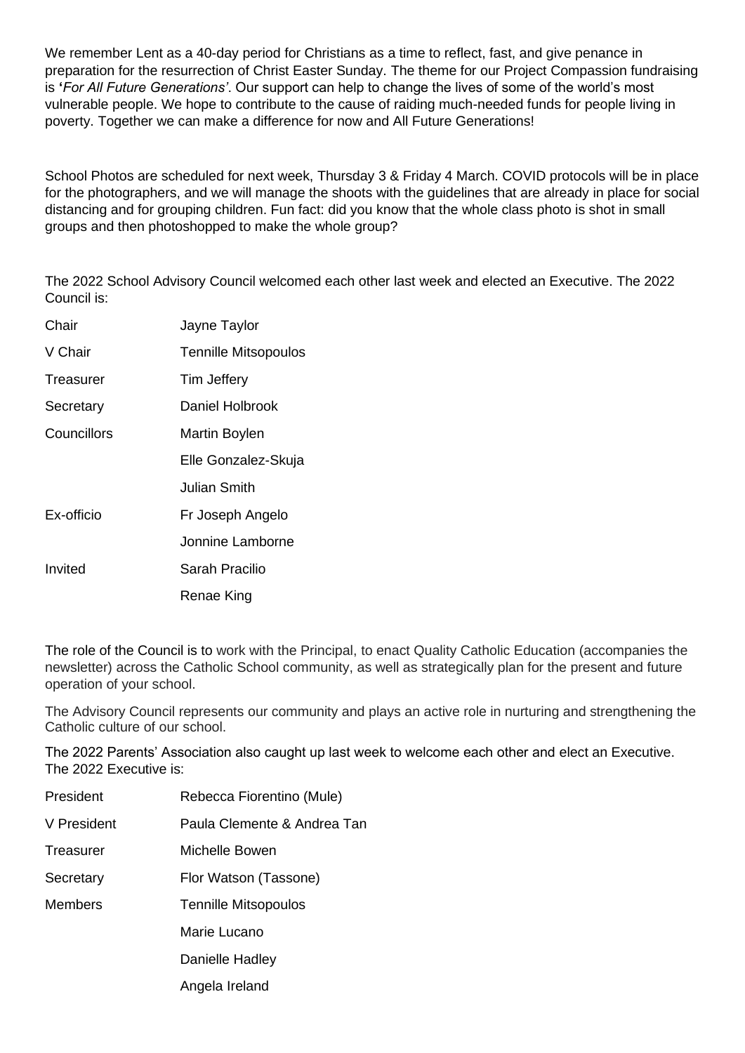We remember Lent as a 40-day period for Christians as a time to reflect, fast, and give penance in preparation for the resurrection of Christ Easter Sunday. The theme for our Project Compassion fundraising is '*For All Future Generations*'. Our support can help to change the lives of some of the world's most vulnerable people. We hope to contribute to the cause of raiding much-needed funds for people living in poverty. Together we can make a difference for now and All Future Generations!

School Photos are scheduled for next week, Thursday 3 & Friday 4 March. COVID protocols will be in place for the photographers, and we will manage the shoots with the guidelines that are already in place for social distancing and for grouping children. Fun fact: did you know that the whole class photo is shot in small groups and then photoshopped to make the whole group?

The 2022 School Advisory Council welcomed each other last week and elected an Executive. The 2022 Council is:

| | |
|---|---|
| Chair | Jayne Taylor |
| V Chair | Tennille Mitsopoulos |
| Treasurer | Tim Jeffery |
| Secretary | Daniel Holbrook |
| Councillors | Martin Boylen |
| | Elle Gonzalez-Skuja |
| | Julian Smith |
| Ex-officio | Fr Joseph Angelo |
| | Jonnine Lamborne |
| Invited | Sarah Pracilio |
| | Renae King |

The role of the Council is to work with the Principal, to enact Quality Catholic Education (accompanies the newsletter) across the Catholic School community, as well as strategically plan for the present and future operation of your school.

The Advisory Council represents our community and plays an active role in nurturing and strengthening the Catholic culture of our school.

The 2022 Parents' Association also caught up last week to welcome each other and elect an Executive. The 2022 Executive is:

| | |
|---|---|
| President | Rebecca Fiorentino (Mule) |
| V President | Paula Clemente & Andrea Tan |
| Treasurer | Michelle Bowen |
| Secretary | Flor Watson (Tassone) |
| Members | Tennille Mitsopoulos |
| | Marie Lucano |
| | Danielle Hadley |
| | Angela Ireland |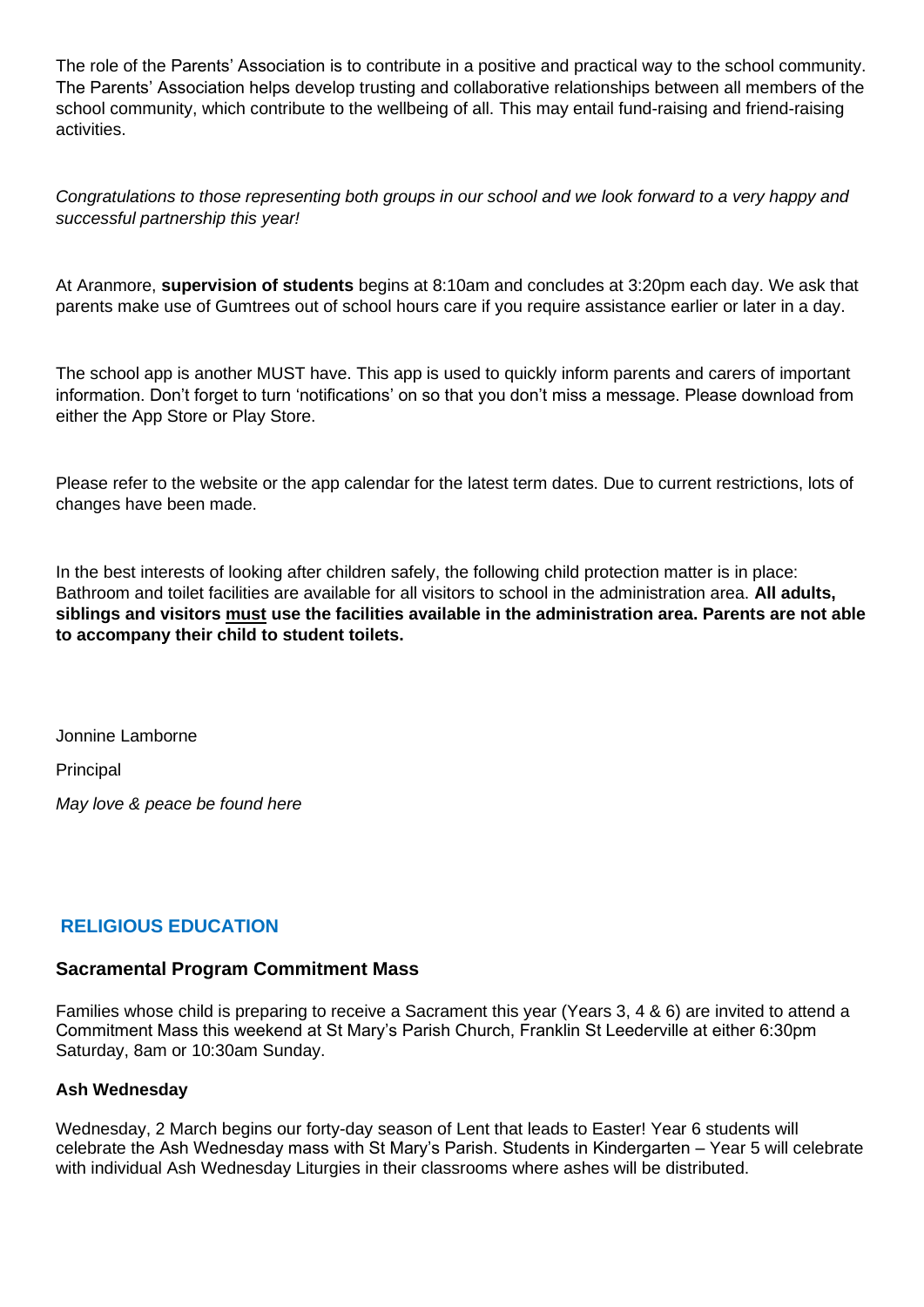The role of the Parents' Association is to contribute in a positive and practical way to the school community. The Parents' Association helps develop trusting and collaborative relationships between all members of the school community, which contribute to the wellbeing of all. This may entail fund-raising and friend-raising activities.

*Congratulations to those representing both groups in our school and we look forward to a very happy and successful partnership this year!*

At Aranmore, **supervision of students** begins at 8:10am and concludes at 3:20pm each day. We ask that parents make use of Gumtrees out of school hours care if you require assistance earlier or later in a day.

The school app is another MUST have. This app is used to quickly inform parents and carers of important information. Don't forget to turn 'notifications' on so that you don't miss a message. Please download from either the App Store or Play Store.

Please refer to the website or the app calendar for the latest term dates. Due to current restrictions, lots of changes have been made.

In the best interests of looking after children safely, the following child protection matter is in place: Bathroom and toilet facilities are available for all visitors to school in the administration area. **All adults, siblings and visitors <u>must</u> use the facilities available in the administration area. Parents are not able to accompany their child to student toilets.**

Jonnine Lamborne

Principal

*May love & peace be found here*

## RELIGIOUS EDUCATION

### Sacramental Program Commitment Mass

Families whose child is preparing to receive a Sacrament this year (Years 3, 4 & 6) are invited to attend a Commitment Mass this weekend at St Mary's Parish Church, Franklin St Leederville at either 6:30pm Saturday, 8am or 10:30am Sunday.

#### Ash Wednesday

Wednesday, 2 March begins our forty-day season of Lent that leads to Easter! Year 6 students will celebrate the Ash Wednesday mass with St Mary's Parish. Students in Kindergarten – Year 5 will celebrate with individual Ash Wednesday Liturgies in their classrooms where ashes will be distributed.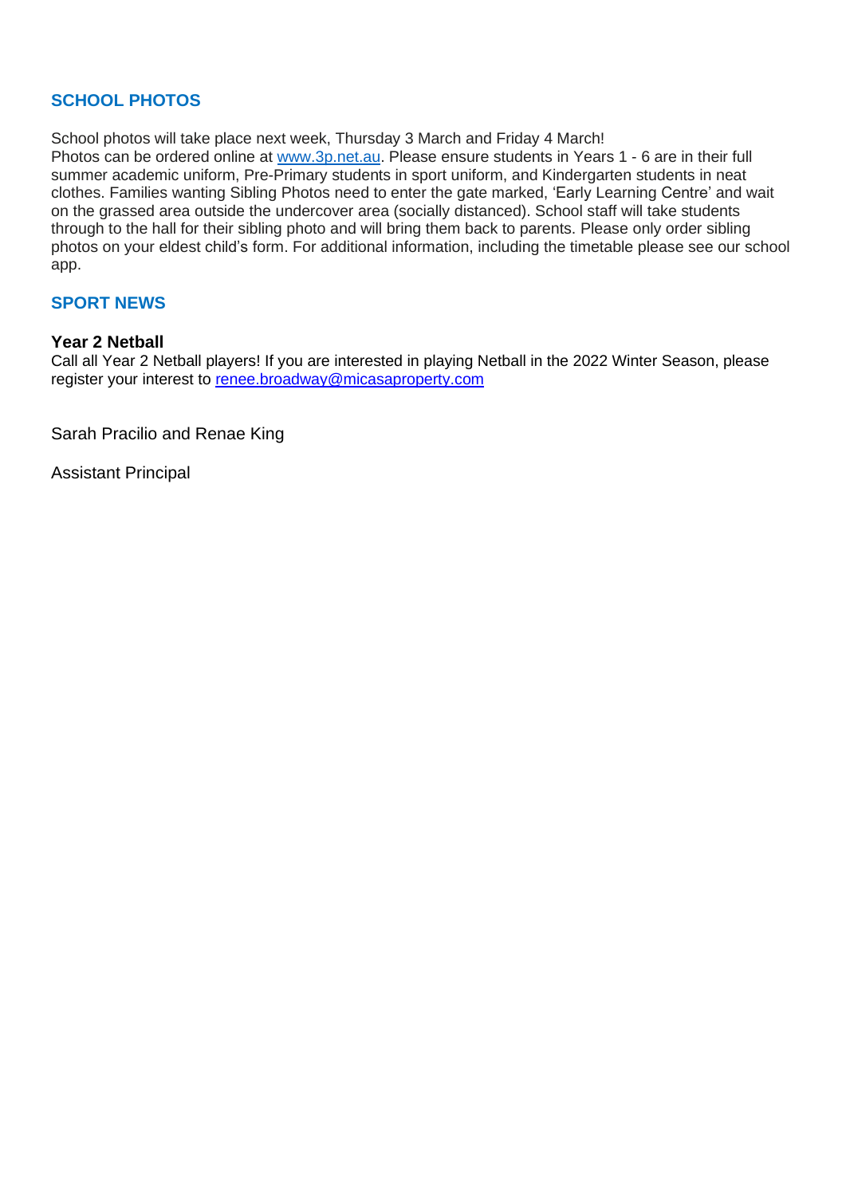## SCHOOL PHOTOS

School photos will take place next week, Thursday 3 March and Friday 4 March!
Photos can be ordered online at [www.3p.net.au](http://www.3p.net.au). Please ensure students in Years 1 - 6 are in their full summer academic uniform, Pre-Primary students in sport uniform, and Kindergarten students in neat clothes. Families wanting Sibling Photos need to enter the gate marked, 'Early Learning Centre' and wait on the grassed area outside the undercover area (socially distanced). School staff will take students through to the hall for their sibling photo and will bring them back to parents. Please only order sibling photos on your eldest child's form. For additional information, including the timetable please see our school app.

## SPORT NEWS

### Year 2 Netball

Call all Year 2 Netball players! If you are interested in playing Netball in the 2022 Winter Season, please register your interest to [renee.broadway@micasaproperty.com](mailto:renee.broadway@micasaproperty.com)

Sarah Pracilio and Renae King

Assistant Principal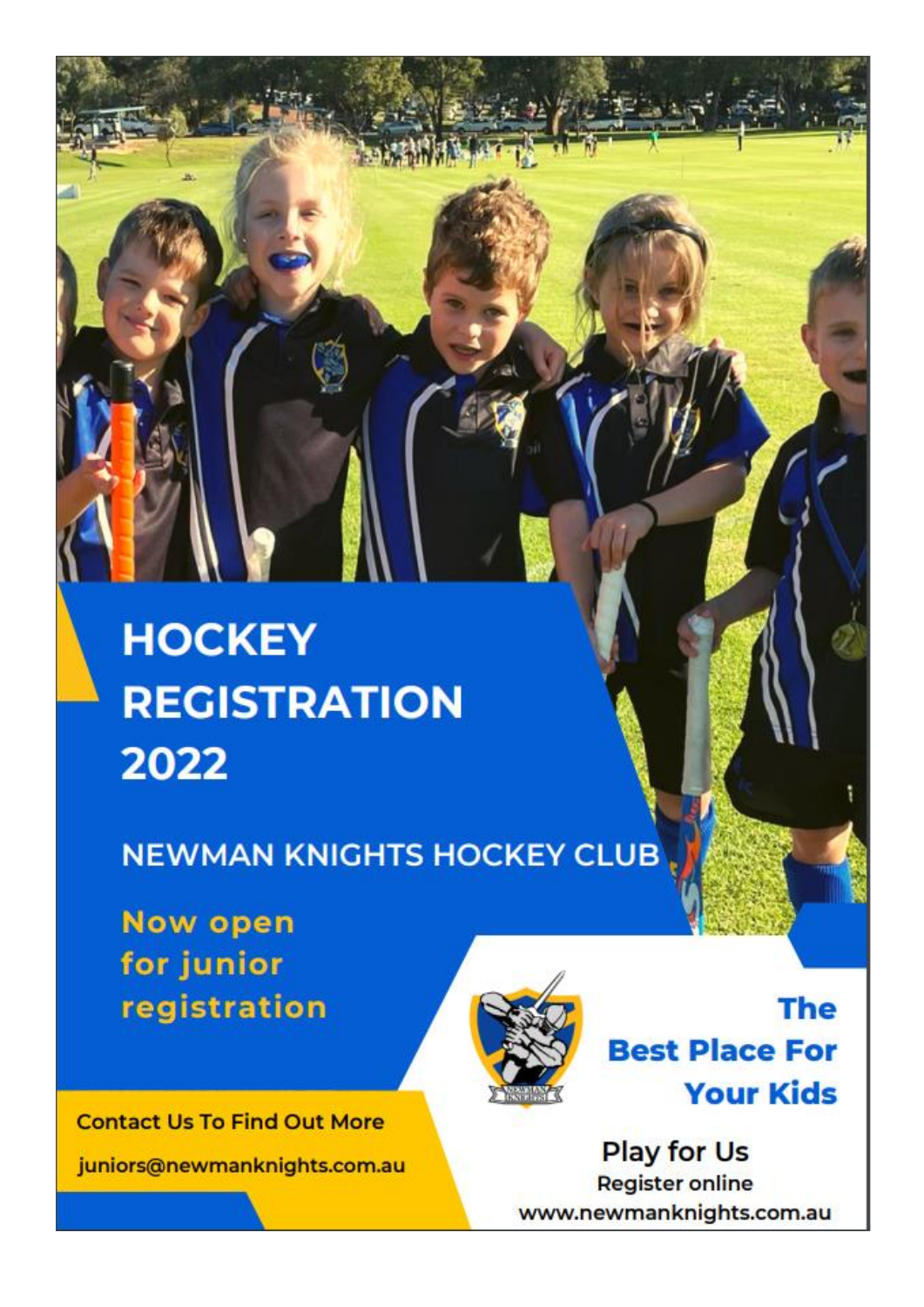# HOCKEY REGISTRATION 2022

## NEWMAN KNIGHTS HOCKEY CLUB

**Now open for junior registration**

**Contact Us To Find Out More**

**juniors@newmanknights.com.au**

**The Best Place For Your Kids**

**Play for Us**

**Register online**

**www.newmanknights.com.au**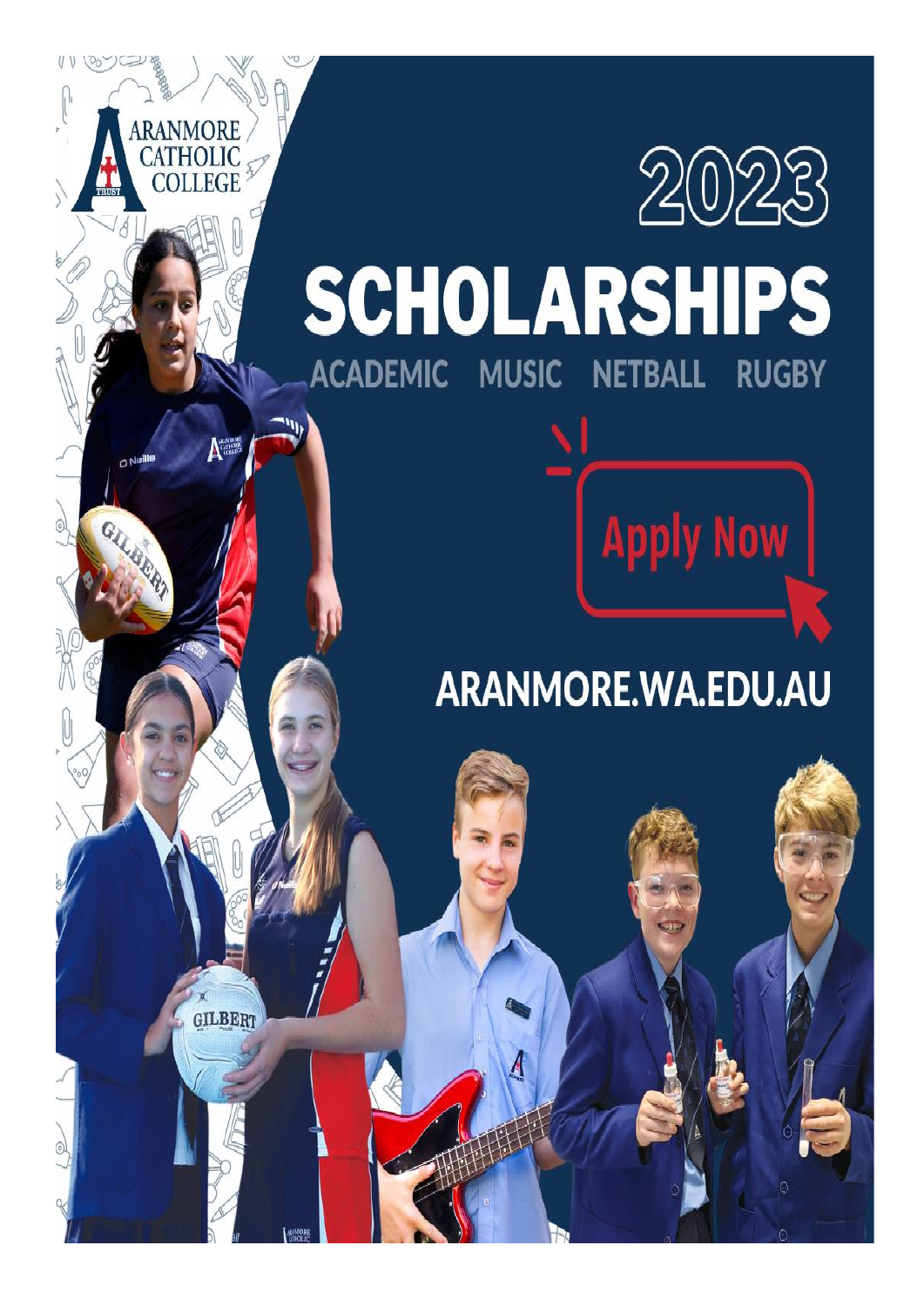ARANMORE CATHOLIC COLLEGE

# 2023

# SCHOLARSHIPS

ACADEMIC MUSIC NETBALL RUGBY

Apply Now

ARANMORE.WA.EDU.AU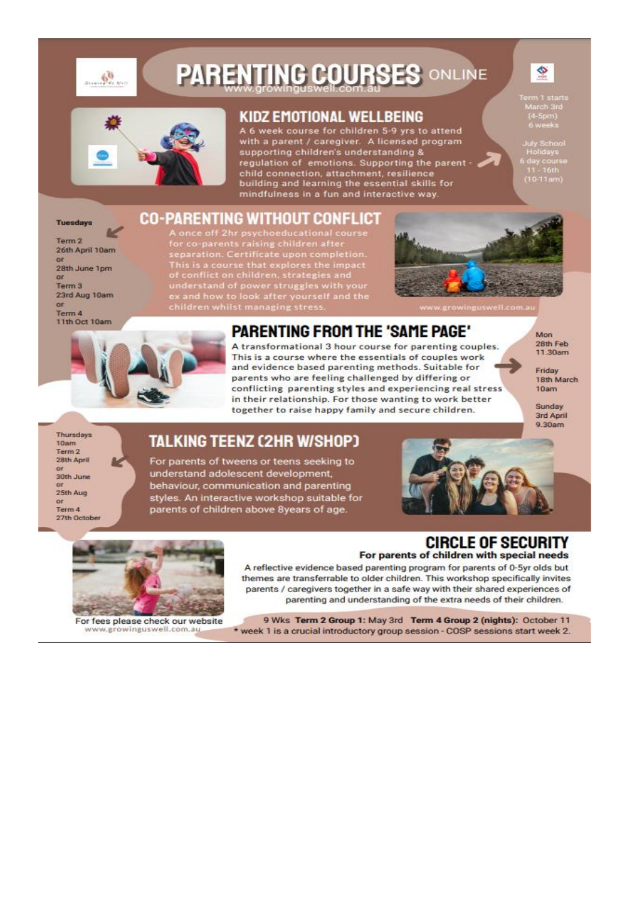# PARENTING COURSES ONLINE

www.growinguswell.com.au

## KIDZ EMOTIONAL WELLBEING

A 6 week course for children 5-9 yrs to attend with a parent / caregiver. A licensed program supporting children's understanding & regulation of emotions. Supporting the parent - child connection, attachment, resilience building and learning the essential skills for mindfulness in a fun and interactive way.

Term 1 starts March 3rd (4-5pm) 6 weeks

July School Holidays 6 day course 11 - 16th (10-11am)

## CO-PARENTING WITHOUT CONFLICT

**Tuesdays**

Term 2
26th April 10am
or
28th June 1pm
or
Term 3
23rd Aug 10am
or
Term 4
11th Oct 10am

A once off 2hr psychoeducational course for co-parents raising children after separation. Certificate upon completion. This is a course that explores the impact of conflict on children, strategies and understand of power struggles with your ex and how to look after yourself and the children whilst managing stress.

www.growinguswell.com.au

## PARENTING FROM THE 'SAME PAGE'

A transformational 3 hour course for parenting couples. This is a course where the essentials of couples work and evidence based parenting methods. Suitable for parents who are feeling challenged by differing or conflicting parenting styles and experiencing real stress in their relationship. For those wanting to work better together to raise happy family and secure children.

Mon 28th Feb 11.30am

Friday 18th March 10am

Sunday 3rd April 9.30am

## TALKING TEENZ (2HR W/SHOP)

Thursdays
10am
Term 2
28th April
or
30th June
or
25th Aug
or
Term 4
27th October

For parents of tweens or teens seeking to understand adolescent development, behaviour, communication and parenting styles. An interactive workshop suitable for parents of children above 8years of age.

## CIRCLE OF SECURITY

**For parents of children with special needs**

A reflective evidence based parenting program for parents of 0-5yr olds but themes are transferrable to older children. This workshop specifically invites parents / caregivers together in a safe way with their shared experiences of parenting and understanding of the extra needs of their children.

9 Wks **Term 2 Group 1:** May 3rd **Term 4 Group 2 (nights):** October 11
* week 1 is a crucial introductory group session - COSP sessions start week 2.

For fees please check our website www.growinguswell.com.au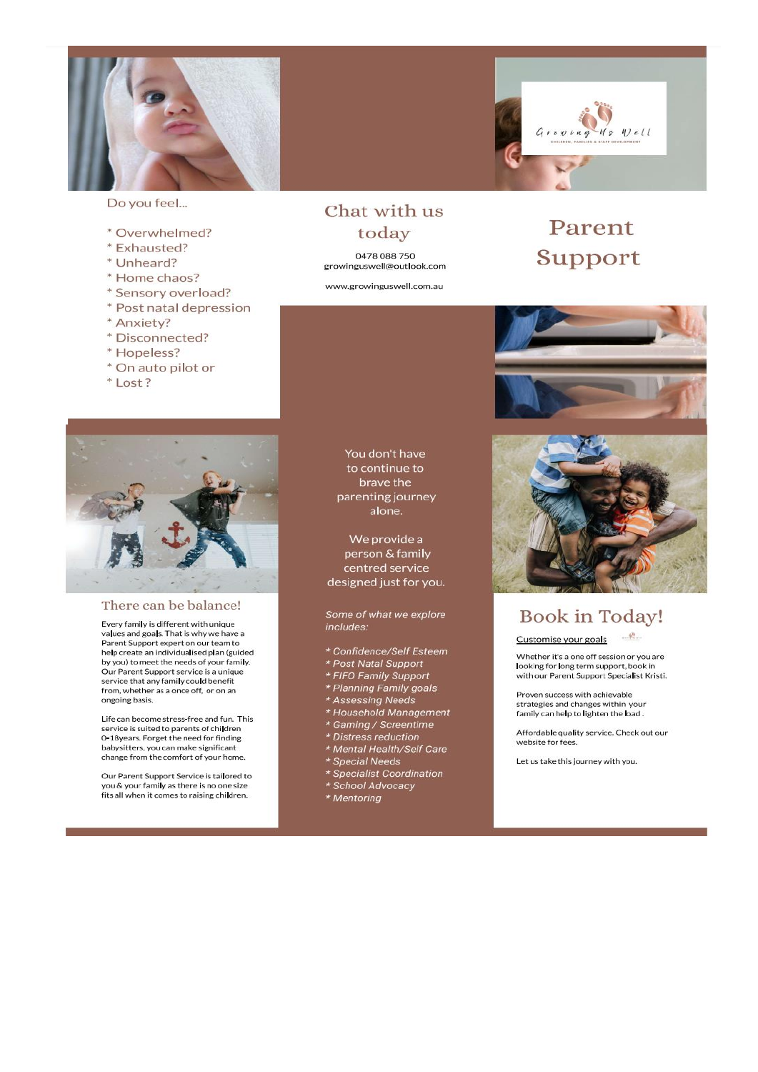Growing Us Well

CHILDREN, FAMILIES & STAFF DEVELOPMENT

# Parent Support

Do you feel...

* Overwhelmed?
* Exhausted?
* Unheard?
* Home chaos?
* Sensory overload?
* Post natal depression
* Anxiety?
* Disconnected?
* Hopeless?
* On auto pilot or
* Lost ?

## Chat with us today

0478 088 750
growinguswell@outlook.com

www.growinguswell.com.au

## There can be balance!

Every family is different with unique values and goals. That is why we have a Parent Support expert on our team to help create an individualised plan (guided by you) to meet the needs of your family. Our Parent Support service is a unique service that any family could benefit from, whether as a once off, or on an ongoing basis.

Life can become stress-free and fun. This service is suited to parents of children 0-18years. Forget the need for finding babysitters, you can make significant change from the comfort of your home.

Our Parent Support Service is tailored to you & your family as there is no one size fits all when it comes to raising children.

You don't have to continue to brave the parenting journey alone.

We provide a person & family centred service designed just for you.

*Some of what we explore includes:*

* *Confidence/Self Esteem*
* *Post Natal Support*
* *FIFO Family Support*
* *Planning Family goals*
* *Assessing Needs*
* *Household Management*
* *Gaming / Screentime*
* *Distress reduction*
* *Mental Health/Self Care*
* *Special Needs*
* *Specialist Coordination*
* *School Advocacy*
* *Mentoring*

## Book in Today!

Customise your goals

Whether it's a one off session or you are looking for long term support, book in with our Parent Support Specialist Kristi.

Proven success with achievable strategies and changes within your family can help to lighten the load.

Affordable quality service. Check out our website for fees.

Let us take this journey with you.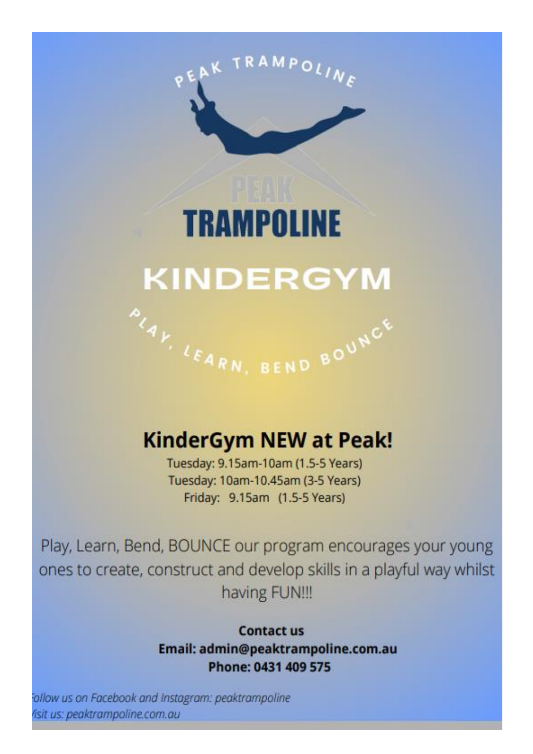PEAK TRAMPOLINE

PEAK

# TRAMPOLINE

# KINDERGYM

PLAY, LEARN, BEND BOUNCE

## KinderGym NEW at Peak!

Tuesday: 9.15am-10am (1.5-5 Years)
Tuesday: 10am-10.45am (3-5 Years)
Friday: 9.15am (1.5-5 Years)

Play, Learn, Bend, BOUNCE our program encourages your young ones to create, construct and develop skills in a playful way whilst having FUN!!!

**Contact us**
**Email: admin@peaktrampoline.com.au**
**Phone: 0431 409 575**

*Follow us on Facebook and Instagram: peaktrampoline*
*Visit us: peaktrampoline.com.au*